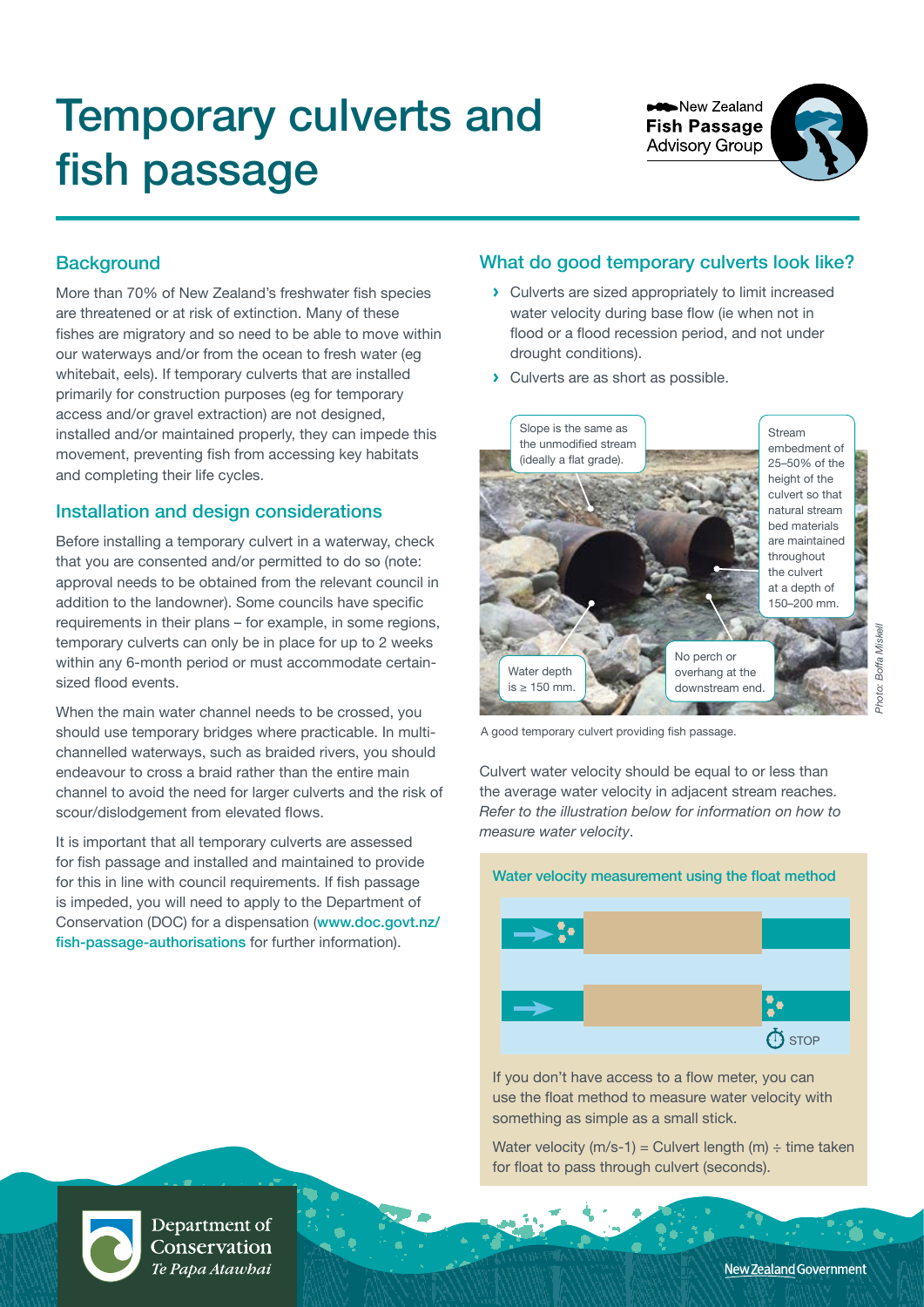# Temporary culverts and fish passage

New Zealand **Fish Passage** Advisory Group

## Background

More than 70% of New Zealand's freshwater fish species are threatened or at risk of extinction. Many of these fishes are migratory and so need to be able to move within our waterways and/or from the ocean to fresh water (eg whitebait, eels). If temporary culverts that are installed primarily for construction purposes (eg for temporary access and/or gravel extraction) are not designed, installed and/or maintained properly, they can impede this movement, preventing fish from accessing key habitats and completing their life cycles.

## Installation and design considerations

Before installing a temporary culvert in a waterway, check that you are consented and/or permitted to do so (note: approval needs to be obtained from the relevant council in addition to the landowner). Some councils have specific requirements in their plans – for example, in some regions, temporary culverts can only be in place for up to 2 weeks within any 6-month period or must accommodate certain-sized flood events.

When the main water channel needs to be crossed, you should use temporary bridges where practicable. In multi-channelled waterways, such as braided rivers, you should endeavour to cross a braid rather than the entire main channel to avoid the need for larger culverts and the risk of scour/dislodgement from elevated flows.

It is important that all temporary culverts are assessed for fish passage and installed and maintained to provide for this in line with council requirements. If fish passage is impeded, you will need to apply to the Department of Conservation (DOC) for a dispensation (www.doc.govt.nz/fish-passage-authorisations for further information).

## What do good temporary culverts look like?

- Culverts are sized appropriately to limit increased water velocity during base flow (ie when not in flood or a flood recession period, and not under drought conditions).
- Culverts are as short as possible.

Slope is the same as the unmodified stream (ideally a flat grade).

Stream embedment of 25–50% of the height of the culvert so that natural stream bed materials are maintained throughout the culvert at a depth of 150–200 mm.

Water depth is ≥ 150 mm.

No perch or overhang at the downstream end.

Photo: Boffa Miskell

A good temporary culvert providing fish passage.

Culvert water velocity should be equal to or less than the average water velocity in adjacent stream reaches. *Refer to the illustration below for information on how to measure water velocity*.

### Water velocity measurement using the float method

STOP

If you don't have access to a flow meter, you can use the float method to measure water velocity with something as simple as a small stick.

Water velocity ($m/s^{-1}$) = Culvert length (m) ÷ time taken for float to pass through culvert (seconds).

Department of Conservation *Te Papa Atawhai*

New Zealand Government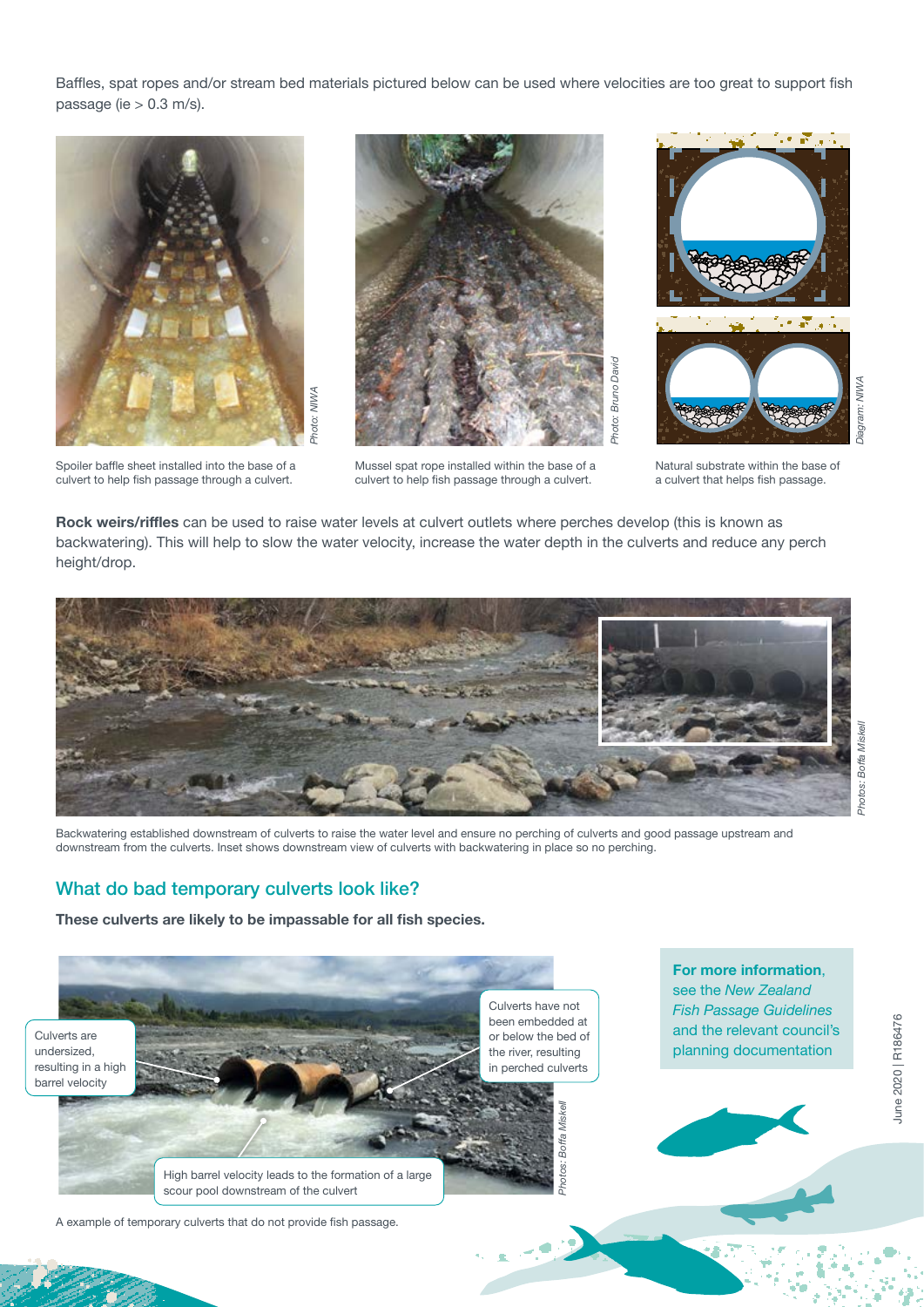Baffles, spat ropes and/or stream bed materials pictured below can be used where velocities are too great to support fish passage (ie > 0.3 m/s).

Photo: NIWA

Spoiler baffle sheet installed into the base of a culvert to help fish passage through a culvert.

Photo: Bruno David

Mussel spat rope installed within the base of a culvert to help fish passage through a culvert.

Diagram: NIWA

Natural substrate within the base of a culvert that helps fish passage.

**Rock weirs/riffles** can be used to raise water levels at culvert outlets where perches develop (this is known as backwatering). This will help to slow the water velocity, increase the water depth in the culverts and reduce any perch height/drop.

Photos: Boffa Miskell

Backwatering established downstream of culverts to raise the water level and ensure no perching of culverts and good passage upstream and downstream from the culverts. Inset shows downstream view of culverts with backwatering in place so no perching.

## What do bad temporary culverts look like?

**These culverts are likely to be impassable for all fish species.**

Culverts are undersized, resulting in a high barrel velocity

Culverts have not been embedded at or below the bed of the river, resulting in perched culverts

High barrel velocity leads to the formation of a large scour pool downstream of the culvert

Photos: Boffa Miskell

A example of temporary culverts that do not provide fish passage.

**For more information**, see the *New Zealand Fish Passage Guidelines* and the relevant council's planning documentation

June 2020 | R186476